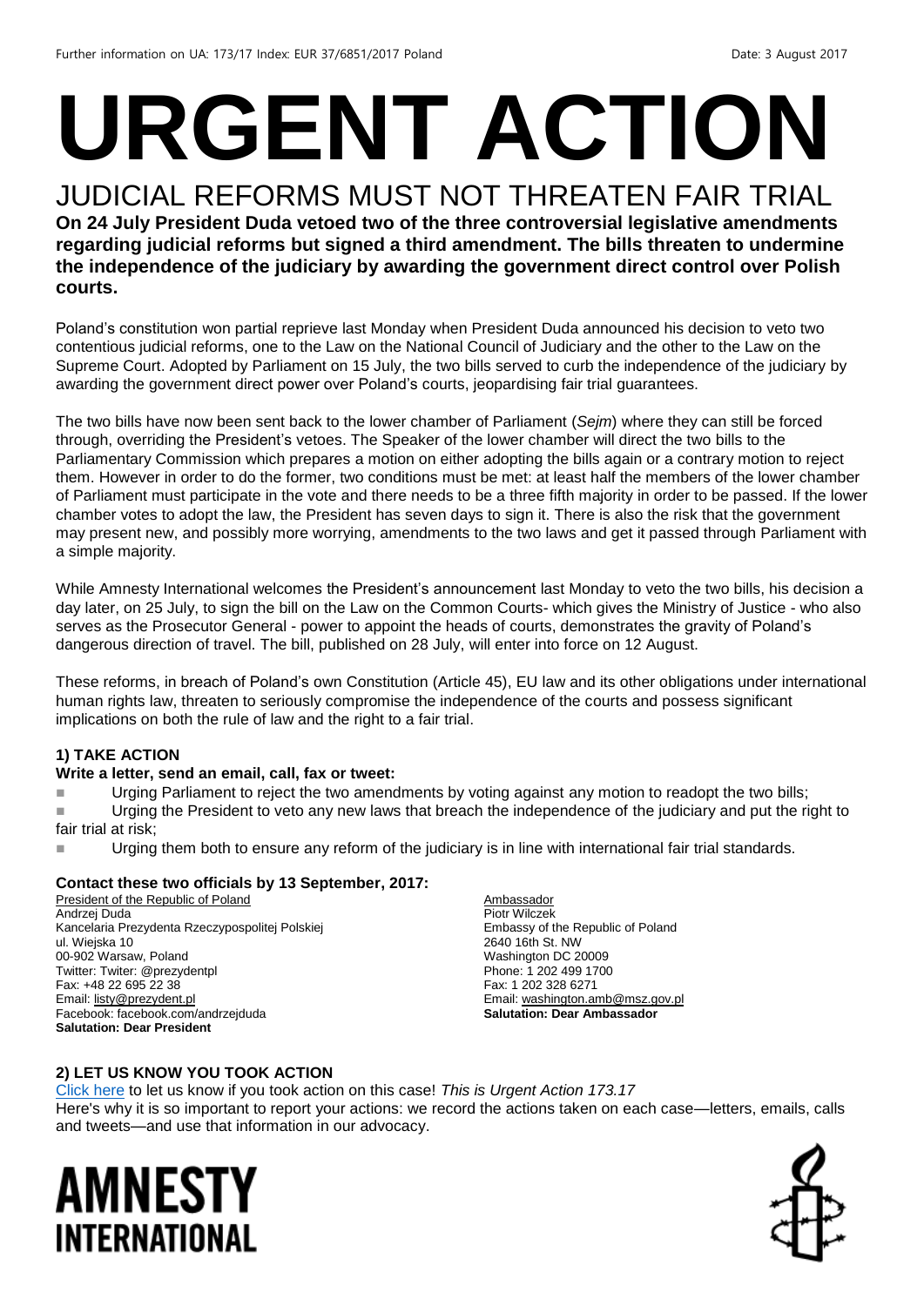Further information on UA: 173/17 Index: EUR 37/6851/2017 Poland Date: 3 August 2017

# URGENT ACTION

## JUDICIAL REFORMS MUST NOT THREATEN FAIR TRIAL

**On 24 July President Duda vetoed two of the three controversial legislative amendments regarding judicial reforms but signed a third amendment. The bills threaten to undermine the independence of the judiciary by awarding the government direct control over Polish courts.**

Poland's constitution won partial reprieve last Monday when President Duda announced his decision to veto two contentious judicial reforms, one to the Law on the National Council of Judiciary and the other to the Law on the Supreme Court. Adopted by Parliament on 15 July, the two bills served to curb the independence of the judiciary by awarding the government direct power over Poland's courts, jeopardising fair trial guarantees.

The two bills have now been sent back to the lower chamber of Parliament (*Sejm*) where they can still be forced through, overriding the President's vetoes. The Speaker of the lower chamber will direct the two bills to the Parliamentary Commission which prepares a motion on either adopting the bills again or a contrary motion to reject them. However in order to do the former, two conditions must be met: at least half the members of the lower chamber of Parliament must participate in the vote and there needs to be a three fifth majority in order to be passed. If the lower chamber votes to adopt the law, the President has seven days to sign it. There is also the risk that the government may present new, and possibly more worrying, amendments to the two laws and get it passed through Parliament with a simple majority.

While Amnesty International welcomes the President's announcement last Monday to veto the two bills, his decision a day later, on 25 July, to sign the bill on the Law on the Common Courts- which gives the Ministry of Justice - who also serves as the Prosecutor General - power to appoint the heads of courts, demonstrates the gravity of Poland's dangerous direction of travel. The bill, published on 28 July, will enter into force on 12 August.

These reforms, in breach of Poland's own Constitution (Article 45), EU law and its other obligations under international human rights law, threaten to seriously compromise the independence of the courts and possess significant implications on both the rule of law and the right to a fair trial.

### 1) TAKE ACTION

**Write a letter, send an email, call, fax or tweet:**

- Urging Parliament to reject the two amendments by voting against any motion to readopt the two bills;
- Urging the President to veto any new laws that breach the independence of the judiciary and put the right to fair trial at risk;
- Urging them both to ensure any reform of the judiciary is in line with international fair trial standards.

**Contact these two officials by 13 September, 2017:**

President of the Republic of Poland
Andrzej Duda
Kancelaria Prezydenta Rzeczypospolitej Polskiej
ul. Wiejska 10
00-902 Warsaw, Poland
Twitter: Twiter: @prezydentpl
Fax: +48 22 695 22 38
Email: listy@prezydent.pl
Facebook: facebook.com/andrzejduda
**Salutation: Dear President**

Ambassador
Piotr Wilczek
Embassy of the Republic of Poland
2640 16th St. NW
Washington DC 20009
Phone: 1 202 499 1700
Fax: 1 202 328 6271
Email: washington.amb@msz.gov.pl
**Salutation: Dear Ambassador**

### 2) LET US KNOW YOU TOOK ACTION

Click here to let us know if you took action on this case! *This is Urgent Action 173.17*
Here's why it is so important to report your actions: we record the actions taken on each case—letters, emails, calls and tweets—and use that information in our advocacy.

AMNESTY INTERNATIONAL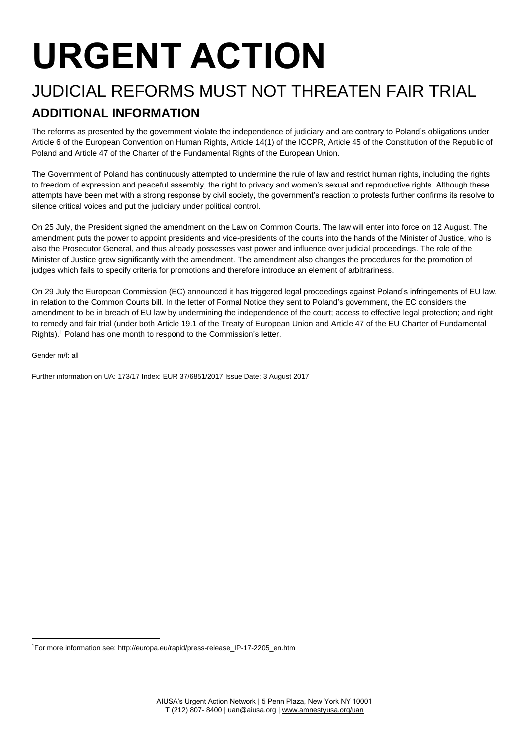# URGENT ACTION

## JUDICIAL REFORMS MUST NOT THREATEN FAIR TRIAL

### ADDITIONAL INFORMATION

The reforms as presented by the government violate the independence of judiciary and are contrary to Poland's obligations under Article 6 of the European Convention on Human Rights, Article 14(1) of the ICCPR, Article 45 of the Constitution of the Republic of Poland and Article 47 of the Charter of the Fundamental Rights of the European Union.

The Government of Poland has continuously attempted to undermine the rule of law and restrict human rights, including the rights to freedom of expression and peaceful assembly, the right to privacy and women's sexual and reproductive rights. Although these attempts have been met with a strong response by civil society, the government's reaction to protests further confirms its resolve to silence critical voices and put the judiciary under political control.

On 25 July, the President signed the amendment on the Law on Common Courts. The law will enter into force on 12 August. The amendment puts the power to appoint presidents and vice-presidents of the courts into the hands of the Minister of Justice, who is also the Prosecutor General, and thus already possesses vast power and influence over judicial proceedings. The role of the Minister of Justice grew significantly with the amendment. The amendment also changes the procedures for the promotion of judges which fails to specify criteria for promotions and therefore introduce an element of arbitrariness.

On 29 July the European Commission (EC) announced it has triggered legal proceedings against Poland's infringements of EU law, in relation to the Common Courts bill. In the letter of Formal Notice they sent to Poland's government, the EC considers the amendment to be in breach of EU law by undermining the independence of the court; access to effective legal protection; and right to remedy and fair trial (under both Article 19.1 of the Treaty of European Union and Article 47 of the EU Charter of Fundamental Rights).[1] Poland has one month to respond to the Commission's letter.

Gender m/f: all

Further information on UA: 173/17 Index: EUR 37/6851/2017 Issue Date: 3 August 2017

[1] For more information see: http://europa.eu/rapid/press-release_IP-17-2205_en.htm

AIUSA's Urgent Action Network | 5 Penn Plaza, New York NY 10001
T (212) 807- 8400 | uan@aiusa.org | www.amnestyusa.org/uan